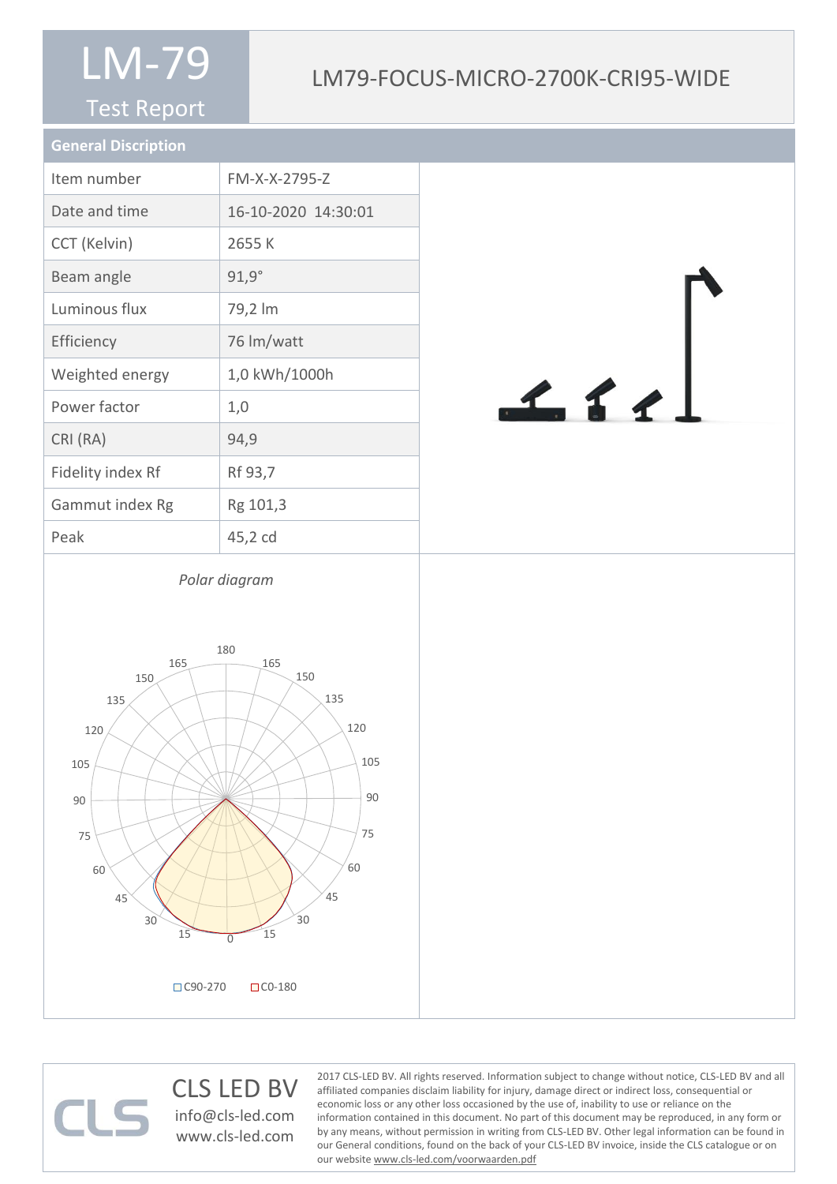# LM-79

## Test Report

## LM79-FOCUS-MICRO-2700K-CRI95-WIDE

### General Discription

| Item number | FM-X-X-2795-Z |
|---|---|
| Date and time | 16-10-2020 14:30:01 |
| CCT (Kelvin) | 2655 K |
| Beam angle | 91,9° |
| Luminous flux | 79,2 lm |
| Efficiency | 76 lm/watt |
| Weighted energy | 1,0 kWh/1000h |
| Power factor | 1,0 |
| CRI (RA) | 94,9 |
| Fidelity index Rf | Rf 93,7 |
| Gammut index Rg | Rg 101,3 |
| Peak | 45,2 cd |

*Polar diagram*

C90-270 C0-180

CLS LED BV
info@cls-led.com
www.cls-led.com

2017 CLS-LED BV. All rights reserved. Information subject to change without notice, CLS-LED BV and all affiliated companies disclaim liability for injury, damage direct or indirect loss, consequential or economic loss or any other loss occasioned by the use of, inability to use or reliance on the information contained in this document. No part of this document may be reproduced, in any form or by any means, without permission in writing from CLS-LED BV. Other legal information can be found in our General conditions, found on the back of your CLS-LED BV invoice, inside the CLS catalogue or on our website www.cls-led.com/voorwaarden.pdf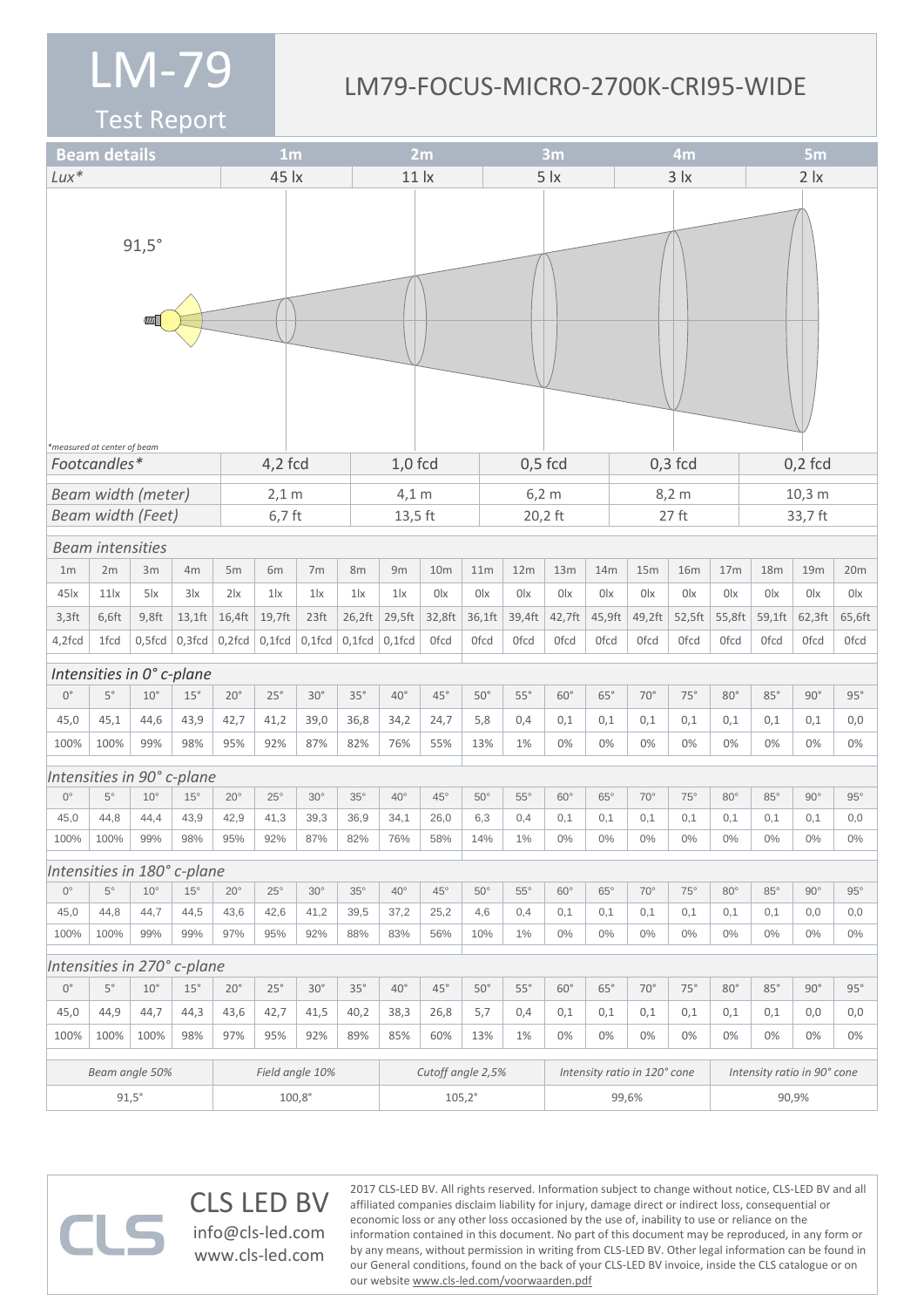# LM-79

## Test Report

## LM79-FOCUS-MICRO-2700K-CRI95-WIDE

| Beam details | 1m | 2m | 3m | 4m | 5m |
|---|---|---|---|---|---|
| *Lux** | 45 lx | 11 lx | 5 lx | 3 lx | 2 lx |

91,5°

*measured at center of beam

| | 1m | 2m | 3m | 4m | 5m |
|---|---|---|---|---|---|
| *Footcandles** | 4,2 fcd | 1,0 fcd | 0,5 fcd | 0,3 fcd | 0,2 fcd |
| *Beam width (meter)* | 2,1 m | 4,1 m | 6,2 m | 8,2 m | 10,3 m |
| *Beam width (Feet)* | 6,7 ft | 13,5 ft | 20,2 ft | 27 ft | 33,7 ft |

*Beam intensities*

| 1m | 2m | 3m | 4m | 5m | 6m | 7m | 8m | 9m | 10m | 11m | 12m | 13m | 14m | 15m | 16m | 17m | 18m | 19m | 20m |
|---|---|---|---|---|---|---|---|---|---|---|---|---|---|---|---|---|---|---|---|
| 45lx | 11lx | 5lx | 3lx | 2lx | 1lx | 1lx | 1lx | 1lx | 0lx | 0lx | 0lx | 0lx | 0lx | 0lx | 0lx | 0lx | 0lx | 0lx | 0lx |
| 3,3ft | 6,6ft | 9,8ft | 13,1ft | 16,4ft | 19,7ft | 23ft | 26,2ft | 29,5ft | 32,8ft | 36,1ft | 39,4ft | 42,7ft | 45,9ft | 49,2ft | 52,5ft | 55,8ft | 59,1ft | 62,3ft | 65,6ft |
| 4,2fcd | 1fcd | 0,5fcd | 0,3fcd | 0,2fcd | 0,1fcd | 0,1fcd | 0,1fcd | 0,1fcd | 0fcd | 0fcd | 0fcd | 0fcd | 0fcd | 0fcd | 0fcd | 0fcd | 0fcd | 0fcd | 0fcd |

*Intensities in 0° c-plane*

| 0° | 5° | 10° | 15° | 20° | 25° | 30° | 35° | 40° | 45° | 50° | 55° | 60° | 65° | 70° | 75° | 80° | 85° | 90° | 95° |
|---|---|---|---|---|---|---|---|---|---|---|---|---|---|---|---|---|---|---|---|
| 45,0 | 45,1 | 44,6 | 43,9 | 42,7 | 41,2 | 39,0 | 36,8 | 34,2 | 24,7 | 5,8 | 0,4 | 0,1 | 0,1 | 0,1 | 0,1 | 0,1 | 0,1 | 0,1 | 0,0 |
| 100% | 100% | 99% | 98% | 95% | 92% | 87% | 82% | 76% | 55% | 13% | 1% | 0% | 0% | 0% | 0% | 0% | 0% | 0% | 0% |

*Intensities in 90° c-plane*

| 0° | 5° | 10° | 15° | 20° | 25° | 30° | 35° | 40° | 45° | 50° | 55° | 60° | 65° | 70° | 75° | 80° | 85° | 90° | 95° |
|---|---|---|---|---|---|---|---|---|---|---|---|---|---|---|---|---|---|---|---|
| 45,0 | 44,8 | 44,4 | 43,9 | 42,9 | 41,3 | 39,3 | 36,9 | 34,1 | 26,0 | 6,3 | 0,4 | 0,1 | 0,1 | 0,1 | 0,1 | 0,1 | 0,1 | 0,1 | 0,0 |
| 100% | 100% | 99% | 98% | 95% | 92% | 87% | 82% | 76% | 58% | 14% | 1% | 0% | 0% | 0% | 0% | 0% | 0% | 0% | 0% |

*Intensities in 180° c-plane*

| 0° | 5° | 10° | 15° | 20° | 25° | 30° | 35° | 40° | 45° | 50° | 55° | 60° | 65° | 70° | 75° | 80° | 85° | 90° | 95° |
|---|---|---|---|---|---|---|---|---|---|---|---|---|---|---|---|---|---|---|---|
| 45,0 | 44,8 | 44,7 | 44,5 | 43,6 | 42,6 | 41,2 | 39,5 | 37,2 | 25,2 | 4,6 | 0,4 | 0,1 | 0,1 | 0,1 | 0,1 | 0,1 | 0,1 | 0,0 | 0,0 |
| 100% | 100% | 99% | 99% | 97% | 95% | 92% | 88% | 83% | 56% | 10% | 1% | 0% | 0% | 0% | 0% | 0% | 0% | 0% | 0% |

*Intensities in 270° c-plane*

| 0° | 5° | 10° | 15° | 20° | 25° | 30° | 35° | 40° | 45° | 50° | 55° | 60° | 65° | 70° | 75° | 80° | 85° | 90° | 95° |
|---|---|---|---|---|---|---|---|---|---|---|---|---|---|---|---|---|---|---|---|
| 45,0 | 44,9 | 44,7 | 44,3 | 43,6 | 42,7 | 41,5 | 40,2 | 38,3 | 26,8 | 5,7 | 0,4 | 0,1 | 0,1 | 0,1 | 0,1 | 0,1 | 0,1 | 0,0 | 0,0 |
| 100% | 100% | 100% | 98% | 97% | 95% | 92% | 89% | 85% | 60% | 13% | 1% | 0% | 0% | 0% | 0% | 0% | 0% | 0% | 0% |

| *Beam angle 50%* | *Field angle 10%* | *Cutoff angle 2,5%* | *Intensity ratio in 120° cone* | *Intensity ratio in 90° cone* |
|---|---|---|---|---|
| 91,5° | 100,8° | 105,2° | 99,6% | 90,9% |

CLS LED BV
info@cls-led.com
www.cls-led.com

2017 CLS-LED BV. All rights reserved. Information subject to change without notice, CLS-LED BV and all affiliated companies disclaim liability for injury, damage direct or indirect loss, consequential or economic loss or any other loss occasioned by the use of, inability to use or reliance on the information contained in this document. No part of this document may be reproduced, in any form or by any means, without permission in writing from CLS-LED BV. Other legal information can be found in our General conditions, found on the back of your CLS-LED BV invoice, inside the CLS catalogue or on our website www.cls-led.com/voorwaarden.pdf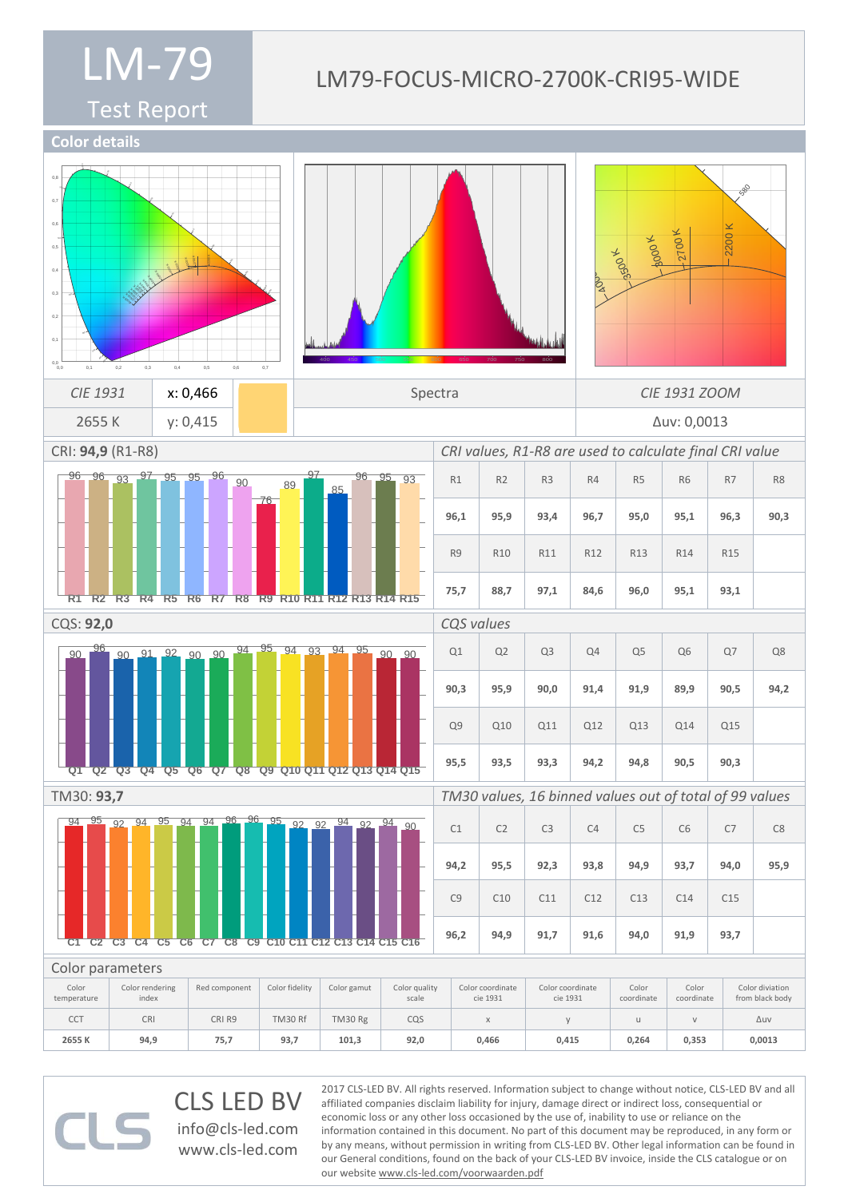# LM-79

Test Report

## LM79-FOCUS-MICRO-2700K-CRI95-WIDE

## Color details

| *CIE 1931* | x: 0,466 | | Spectra | *CIE 1931 ZOOM* |
|---|---|---|---|---|
| 2655 K | y: 0,415 | | | Δuv: 0,0013 |

CRI: **94,9** (R1-R8)

*CRI values, R1-R8 are used to calculate final CRI value*

| R1 | R2 | R3 | R4 | R5 | R6 | R7 | R8 |
|---|---|---|---|---|---|---|---|
| 96,1 | 95,9 | 93,4 | 96,7 | 95,0 | 95,1 | 96,3 | 90,3 |
| R9 | R10 | R11 | R12 | R13 | R14 | R15 | |
| 75,7 | 88,7 | 97,1 | 84,6 | 96,0 | 95,1 | 93,1 | |

CQS: **92,0**

*CQS values*

| Q1 | Q2 | Q3 | Q4 | Q5 | Q6 | Q7 | Q8 |
|---|---|---|---|---|---|---|---|
| 90,3 | 95,9 | 90,0 | 91,4 | 91,9 | 89,9 | 90,5 | 94,2 |
| Q9 | Q10 | Q11 | Q12 | Q13 | Q14 | Q15 | |
| 95,5 | 93,5 | 93,3 | 94,2 | 94,8 | 90,5 | 90,3 | |

TM30: **93,7**

*TM30 values, 16 binned values out of total of 99 values*

| C1 | C2 | C3 | C4 | C5 | C6 | C7 | C8 |
|---|---|---|---|---|---|---|---|
| 94,2 | 95,5 | 92,3 | 93,8 | 94,9 | 93,7 | 94,0 | 95,9 |
| C9 | C10 | C11 | C12 | C13 | C14 | C15 | |
| 96,2 | 94,9 | 91,7 | 91,6 | 94,0 | 91,9 | 93,7 | |

Color parameters

| Color temperature | Color rendering index | Red component | Color fidelity | Color gamut | Color quality scale | Color coordinate cie 1931 | Color coordinate cie 1931 | Color coordinate | Color coordinate | Color diviation from black body |
|---|---|---|---|---|---|---|---|---|---|---|
| CCT | CRI | CRI R9 | TM30 Rf | TM30 Rg | CQS | x | y | u | v | Δuv |
| **2655 K** | **94,9** | **75,7** | **93,7** | **101,3** | **92,0** | **0,466** | **0,415** | **0,264** | **0,353** | **0,0013** |

CLS LED BV
info@cls-led.com
www.cls-led.com

2017 CLS-LED BV. All rights reserved. Information subject to change without notice, CLS-LED BV and all affiliated companies disclaim liability for injury, damage direct or indirect loss, consequential or economic loss or any other loss occasioned by the use of, inability to use or reliance on the information contained in this document. No part of this document may be reproduced, in any form or by any means, without permission in writing from CLS-LED BV. Other legal information can be found in our General conditions, found on the back of your CLS-LED BV invoice, inside the CLS catalogue or on our website www.cls-led.com/voorwaarden.pdf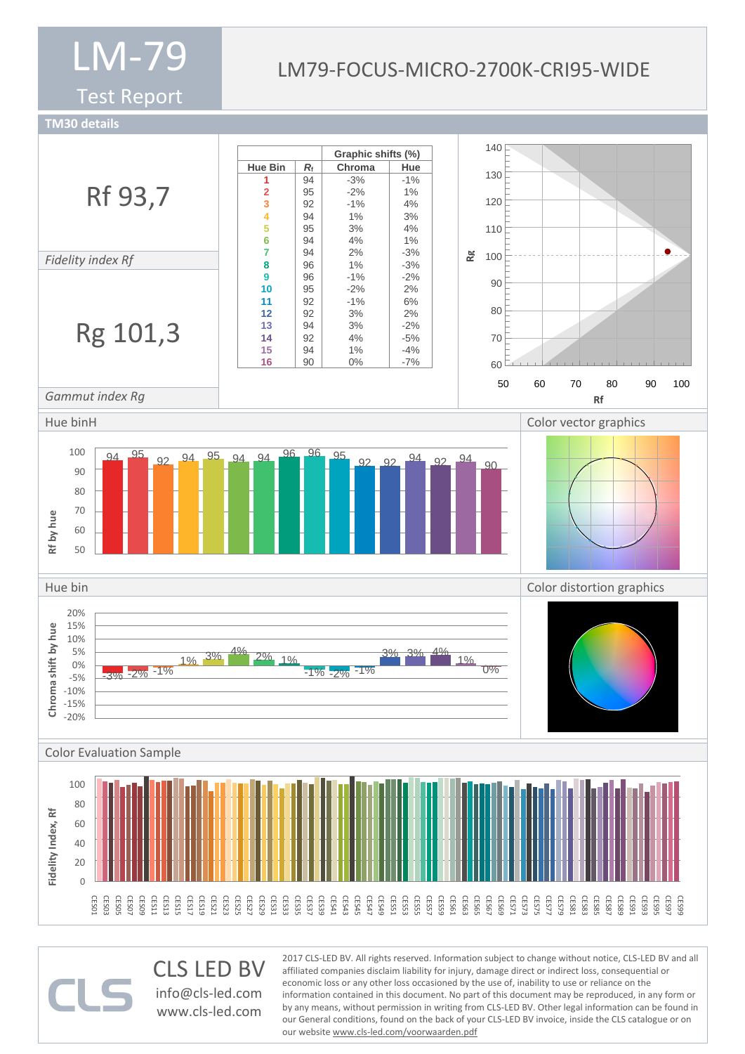# LM-79 Test Report

## LM79-FOCUS-MICRO-2700K-CRI95-WIDE

## TM30 details

**Rf 93,7**

*Fidelity index Rf*

**Rg 101,3**

*Gammut index Rg*

| Hue Bin | $R_f$ | Graphic shifts (%) Chroma | Hue |
|---|---|---|---|
| 1 | 94 | -3% | -1% |
| 2 | 95 | -2% | 1% |
| 3 | 92 | -1% | 4% |
| 4 | 94 | 1% | 3% |
| 5 | 95 | 3% | 4% |
| 6 | 94 | 4% | 1% |
| 7 | 94 | 2% | -3% |
| 8 | 96 | 1% | -3% |
| 9 | 96 | -1% | -2% |
| 10 | 95 | -2% | 2% |
| 11 | 92 | -1% | 6% |
| 12 | 92 | 3% | 2% |
| 13 | 94 | 3% | -2% |
| 14 | 92 | 4% | -5% |
| 15 | 94 | 1% | -4% |
| 16 | 90 | 0% | -7% |

### Hue binH

### Color vector graphics

### Hue bin

### Color distortion graphics

### Color Evaluation Sample

CLS LED BV
info@cls-led.com
www.cls-led.com

2017 CLS-LED BV. All rights reserved. Information subject to change without notice, CLS-LED BV and all affiliated companies disclaim liability for injury, damage direct or indirect loss, consequential or economic loss or any other loss occasioned by the use of, inability to use or reliance on the information contained in this document. No part of this document may be reproduced, in any form or by any means, without permission in writing from CLS-LED BV. Other legal information can be found in our General conditions, found on the back of your CLS-LED BV invoice, inside the CLS catalogue or on our website www.cls-led.com/voorwaarden.pdf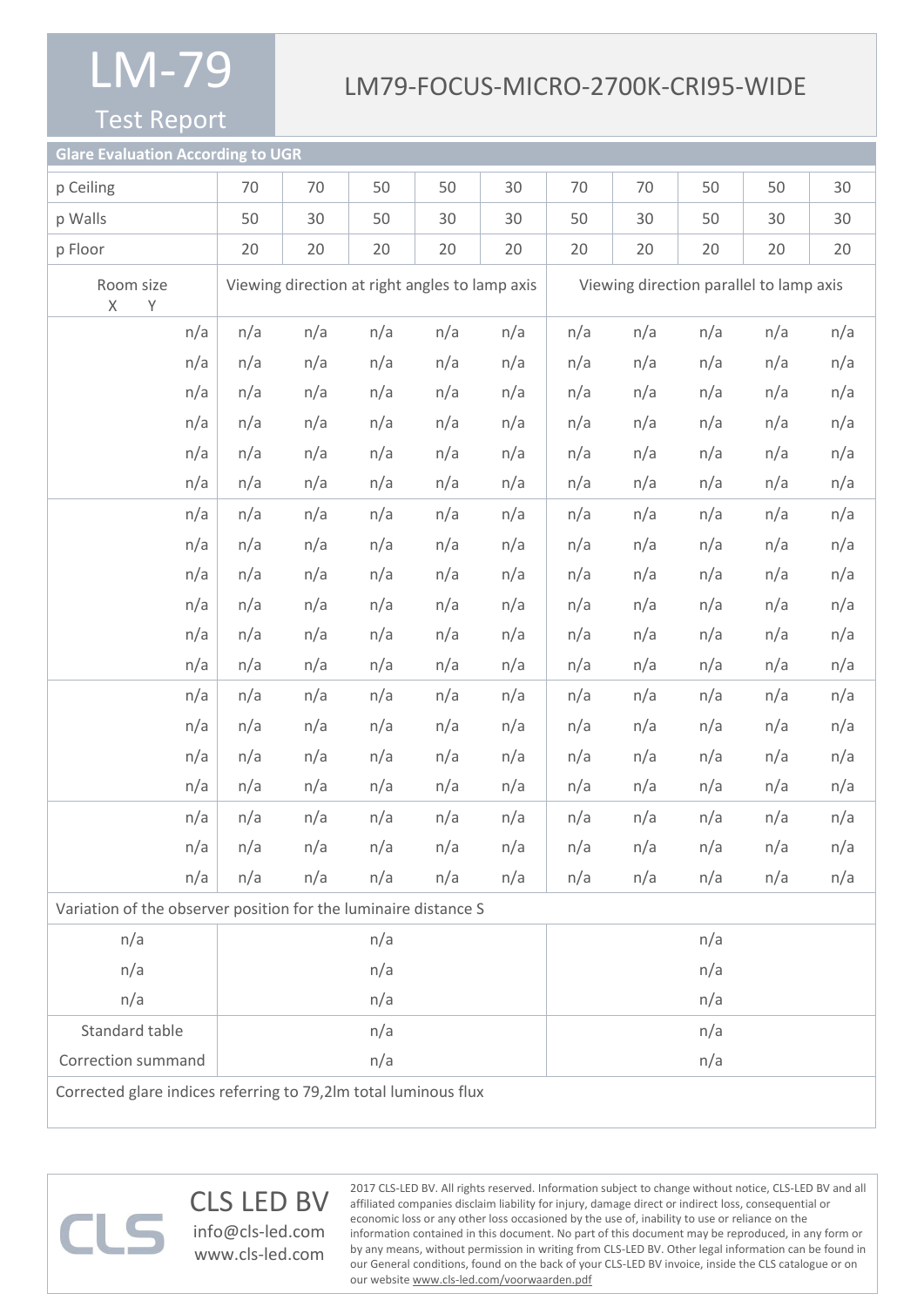# LM-79 Test Report

## LM79-FOCUS-MICRO-2700K-CRI95-WIDE

### Glare Evaluation According to UGR

| | | | | | | | | | | |
|---|---|---|---|---|---|---|---|---|---|---|
| p Ceiling | 70 | 70 | 50 | 50 | 30 | 70 | 70 | 50 | 50 | 30 |
| p Walls | 50 | 30 | 50 | 30 | 30 | 50 | 30 | 50 | 30 | 30 |
| p Floor | 20 | 20 | 20 | 20 | 20 | 20 | 20 | 20 | 20 | 20 |
| Room size X Y | Viewing direction at right angles to lamp axis | | | | | Viewing direction parallel to lamp axis | | | | |
| n/a | n/a | n/a | n/a | n/a | n/a | n/a | n/a | n/a | n/a | n/a |
| n/a | n/a | n/a | n/a | n/a | n/a | n/a | n/a | n/a | n/a | n/a |
| n/a | n/a | n/a | n/a | n/a | n/a | n/a | n/a | n/a | n/a | n/a |
| n/a | n/a | n/a | n/a | n/a | n/a | n/a | n/a | n/a | n/a | n/a |
| n/a | n/a | n/a | n/a | n/a | n/a | n/a | n/a | n/a | n/a | n/a |
| n/a | n/a | n/a | n/a | n/a | n/a | n/a | n/a | n/a | n/a | n/a |
| n/a | n/a | n/a | n/a | n/a | n/a | n/a | n/a | n/a | n/a | n/a |
| n/a | n/a | n/a | n/a | n/a | n/a | n/a | n/a | n/a | n/a | n/a |
| n/a | n/a | n/a | n/a | n/a | n/a | n/a | n/a | n/a | n/a | n/a |
| n/a | n/a | n/a | n/a | n/a | n/a | n/a | n/a | n/a | n/a | n/a |
| n/a | n/a | n/a | n/a | n/a | n/a | n/a | n/a | n/a | n/a | n/a |
| n/a | n/a | n/a | n/a | n/a | n/a | n/a | n/a | n/a | n/a | n/a |
| n/a | n/a | n/a | n/a | n/a | n/a | n/a | n/a | n/a | n/a | n/a |
| n/a | n/a | n/a | n/a | n/a | n/a | n/a | n/a | n/a | n/a | n/a |
| n/a | n/a | n/a | n/a | n/a | n/a | n/a | n/a | n/a | n/a | n/a |
| n/a | n/a | n/a | n/a | n/a | n/a | n/a | n/a | n/a | n/a | n/a |
| n/a | n/a | n/a | n/a | n/a | n/a | n/a | n/a | n/a | n/a | n/a |
| n/a | n/a | n/a | n/a | n/a | n/a | n/a | n/a | n/a | n/a | n/a |
| n/a | n/a | n/a | n/a | n/a | n/a | n/a | n/a | n/a | n/a | n/a |
| Variation of the observer position for the luminaire distance S | | | | | | | | | | |
| n/a | n/a | | | | | n/a | | | | |
| n/a | n/a | | | | | n/a | | | | |
| n/a | n/a | | | | | n/a | | | | |
| Standard table | n/a | | | | | n/a | | | | |
| Correction summand | n/a | | | | | n/a | | | | |
| Corrected glare indices referring to 79,2lm total luminous flux | | | | | | | | | | |

CLS LED BV
info@cls-led.com
www.cls-led.com

2017 CLS-LED BV. All rights reserved. Information subject to change without notice, CLS-LED BV and all affiliated companies disclaim liability for injury, damage direct or indirect loss, consequential or economic loss or any other loss occasioned by the use of, inability to use or reliance on the information contained in this document. No part of this document may be reproduced, in any form or by any means, without permission in writing from CLS-LED BV. Other legal information can be found in our General conditions, found on the back of your CLS-LED BV invoice, inside the CLS catalogue or on our website www.cls-led.com/voorwaarden.pdf